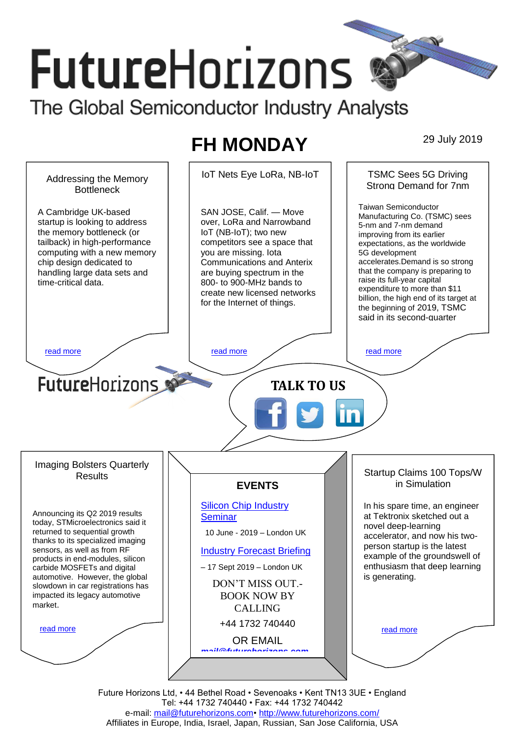# FutureHorizons

The Global Semiconductor Industry Analysts

## FH MONDAY

29 July 2019

### Addressing the Memory Bottleneck

A Cambridge UK-based startup is looking to address the memory bottleneck (or tailback) in high-performance computing with a new memory chip design dedicated to handling large data sets and time-critical data.

read more

### IoT Nets Eye LoRa, NB-IoT

SAN JOSE, Calif. — Move over, LoRa and Narrowband IoT (NB-IoT); two new competitors see a space that you are missing. Iota Communications and Anterix are buying spectrum in the 800- to 900-MHz bands to create new licensed networks for the Internet of things.

read more

### TSMC Sees 5G Driving Strong Demand for 7nm

Taiwan Semiconductor Manufacturing Co. (TSMC) sees 5-nm and 7-nm demand improving from its earlier expectations, as the worldwide 5G development accelerates.Demand is so strong that the company is preparing to raise its full-year capital expenditure to more than $11 billion, the high end of its target at the beginning of 2019, TSMC said in its second-quarter

read more

FutureHorizons

**TALK TO US**

### Imaging Bolsters Quarterly Results

Announcing its Q2 2019 results today, STMicroelectronics said it returned to sequential growth thanks to its specialized imaging sensors, as well as from RF products in end-modules, silicon carbide MOSFETs and digital automotive. However, the global slowdown in car registrations has impacted its legacy automotive market.

read more

### EVENTS

Silicon Chip Industry Seminar

10 June - 2019 – London UK

Industry Forecast Briefing

– 17 Sept 2019 – London UK

DON'T MISS OUT.- BOOK NOW BY CALLING

+44 1732 740440

OR EMAIL

mail@futurehorizons.com

### Startup Claims 100 Tops/W in Simulation

In his spare time, an engineer at Tektronix sketched out a novel deep-learning accelerator, and now his two-person startup is the latest example of the groundswell of enthusiasm that deep learning is generating.

read more

Future Horizons Ltd, • 44 Bethel Road • Sevenoaks • Kent TN13 3UE • England
Tel: +44 1732 740440 • Fax: +44 1732 740442
e-mail: mail@futurehorizons.com• http://www.futurehorizons.com/
Affiliates in Europe, India, Israel, Japan, Russian, San Jose California, USA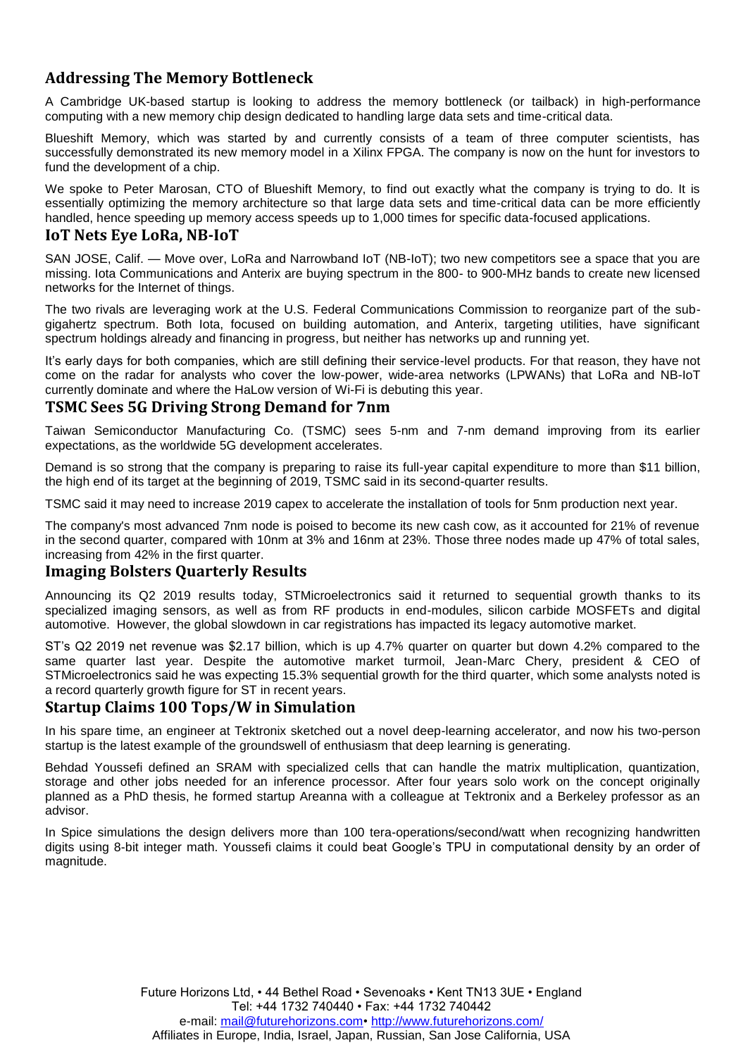## Addressing The Memory Bottleneck

A Cambridge UK-based startup is looking to address the memory bottleneck (or tailback) in high-performance computing with a new memory chip design dedicated to handling large data sets and time-critical data.

Blueshift Memory, which was started by and currently consists of a team of three computer scientists, has successfully demonstrated its new memory model in a Xilinx FPGA. The company is now on the hunt for investors to fund the development of a chip.

We spoke to Peter Marosan, CTO of Blueshift Memory, to find out exactly what the company is trying to do. It is essentially optimizing the memory architecture so that large data sets and time-critical data can be more efficiently handled, hence speeding up memory access speeds up to 1,000 times for specific data-focused applications.

## IoT Nets Eye LoRa, NB-IoT

SAN JOSE, Calif. — Move over, LoRa and Narrowband IoT (NB-IoT); two new competitors see a space that you are missing. Iota Communications and Anterix are buying spectrum in the 800- to 900-MHz bands to create new licensed networks for the Internet of things.

The two rivals are leveraging work at the U.S. Federal Communications Commission to reorganize part of the sub-gigahertz spectrum. Both Iota, focused on building automation, and Anterix, targeting utilities, have significant spectrum holdings already and financing in progress, but neither has networks up and running yet.

It's early days for both companies, which are still defining their service-level products. For that reason, they have not come on the radar for analysts who cover the low-power, wide-area networks (LPWANs) that LoRa and NB-IoT currently dominate and where the HaLow version of Wi-Fi is debuting this year.

## TSMC Sees 5G Driving Strong Demand for 7nm

Taiwan Semiconductor Manufacturing Co. (TSMC) sees 5-nm and 7-nm demand improving from its earlier expectations, as the worldwide 5G development accelerates.

Demand is so strong that the company is preparing to raise its full-year capital expenditure to more than $11 billion, the high end of its target at the beginning of 2019, TSMC said in its second-quarter results.

TSMC said it may need to increase 2019 capex to accelerate the installation of tools for 5nm production next year.

The company's most advanced 7nm node is poised to become its new cash cow, as it accounted for 21% of revenue in the second quarter, compared with 10nm at 3% and 16nm at 23%. Those three nodes made up 47% of total sales, increasing from 42% in the first quarter.

## Imaging Bolsters Quarterly Results

Announcing its Q2 2019 results today, STMicroelectronics said it returned to sequential growth thanks to its specialized imaging sensors, as well as from RF products in end-modules, silicon carbide MOSFETs and digital automotive. However, the global slowdown in car registrations has impacted its legacy automotive market.

ST's Q2 2019 net revenue was $2.17 billion, which is up 4.7% quarter on quarter but down 4.2% compared to the same quarter last year. Despite the automotive market turmoil, Jean-Marc Chery, president & CEO of STMicroelectronics said he was expecting 15.3% sequential growth for the third quarter, which some analysts noted is a record quarterly growth figure for ST in recent years.

## Startup Claims 100 Tops/W in Simulation

In his spare time, an engineer at Tektronix sketched out a novel deep-learning accelerator, and now his two-person startup is the latest example of the groundswell of enthusiasm that deep learning is generating.

Behdad Youssefi defined an SRAM with specialized cells that can handle the matrix multiplication, quantization, storage and other jobs needed for an inference processor. After four years solo work on the concept originally planned as a PhD thesis, he formed startup Areanna with a colleague at Tektronix and a Berkeley professor as an advisor.

In Spice simulations the design delivers more than 100 tera-operations/second/watt when recognizing handwritten digits using 8-bit integer math. Youssefi claims it could beat Google's TPU in computational density by an order of magnitude.

Future Horizons Ltd, • 44 Bethel Road • Sevenoaks • Kent TN13 3UE • England
Tel: +44 1732 740440 • Fax: +44 1732 740442
e-mail: mail@futurehorizons.com• http://www.futurehorizons.com/
Affiliates in Europe, India, Israel, Japan, Russian, San Jose California, USA